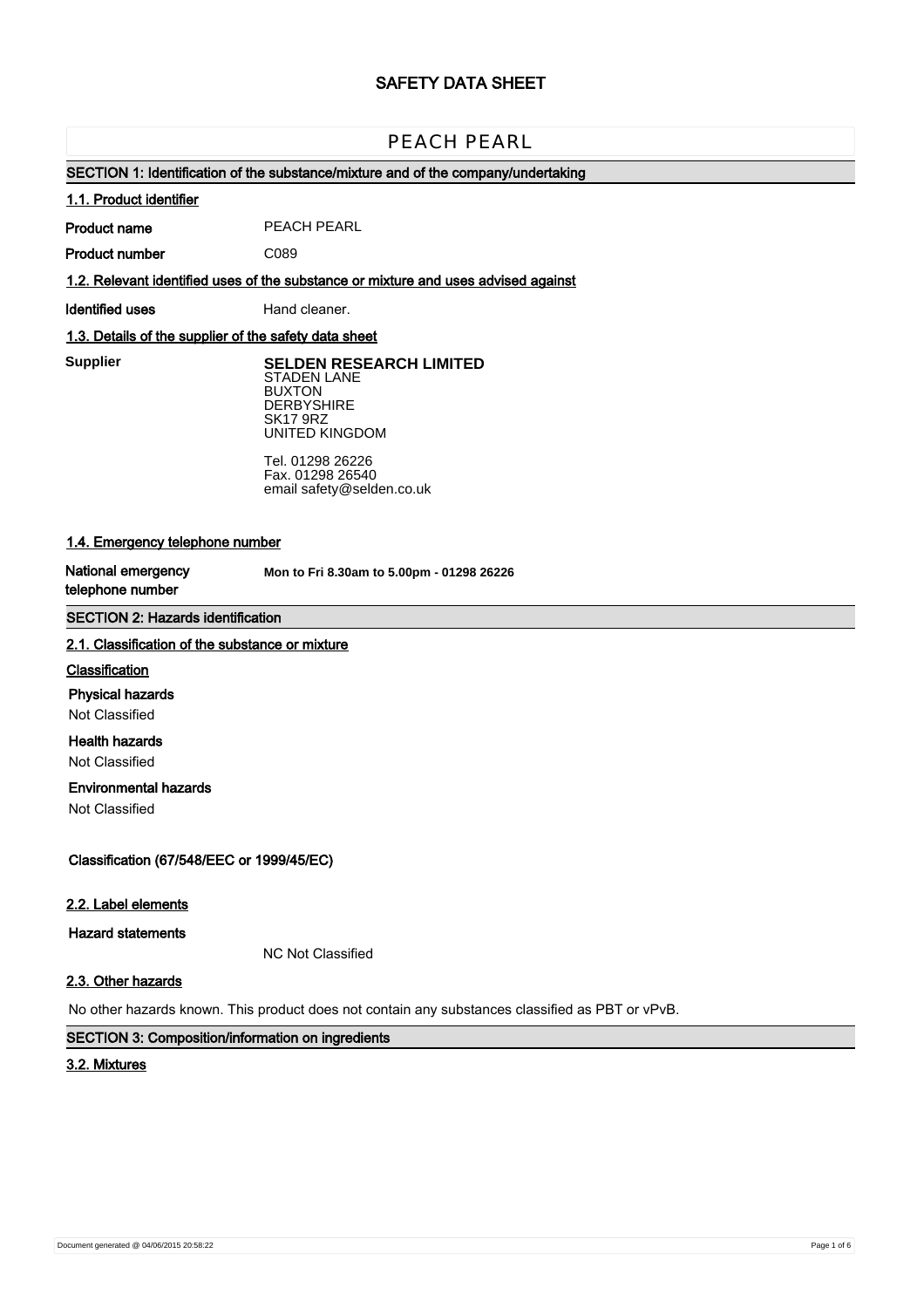# SAFETY DATA SHEET

## PEACH PEARL

### SECTION 1: Identification of the substance/mixture and of the company/undertaking

#### 1.1. Product identifier

**Product name** PEACH PEARL

**Product number** C089

#### 1.2. Relevant identified uses of the substance or mixture and uses advised against

**Identified uses** Hand cleaner.

#### 1.3. Details of the supplier of the safety data sheet

**Supplier**

**SELDEN RESEARCH LIMITED**
STADEN LANE
BUXTON
DERBYSHIRE
SK17 9RZ
UNITED KINGDOM

Tel. 01298 26226
Fax. 01298 26540
email safety@selden.co.uk

#### 1.4. Emergency telephone number

**National emergency telephone number** **Mon to Fri 8.30am to 5.00pm - 01298 26226**

### SECTION 2: Hazards identification

#### 2.1. Classification of the substance or mixture

**Classification**

**Physical hazards**
Not Classified

**Health hazards**
Not Classified

**Environmental hazards**
Not Classified

**Classification (67/548/EEC or 1999/45/EC)**

#### 2.2. Label elements

**Hazard statements**

NC Not Classified

#### 2.3. Other hazards

No other hazards known. This product does not contain any substances classified as PBT or vPvB.

### SECTION 3: Composition/information on ingredients

#### 3.2. Mixtures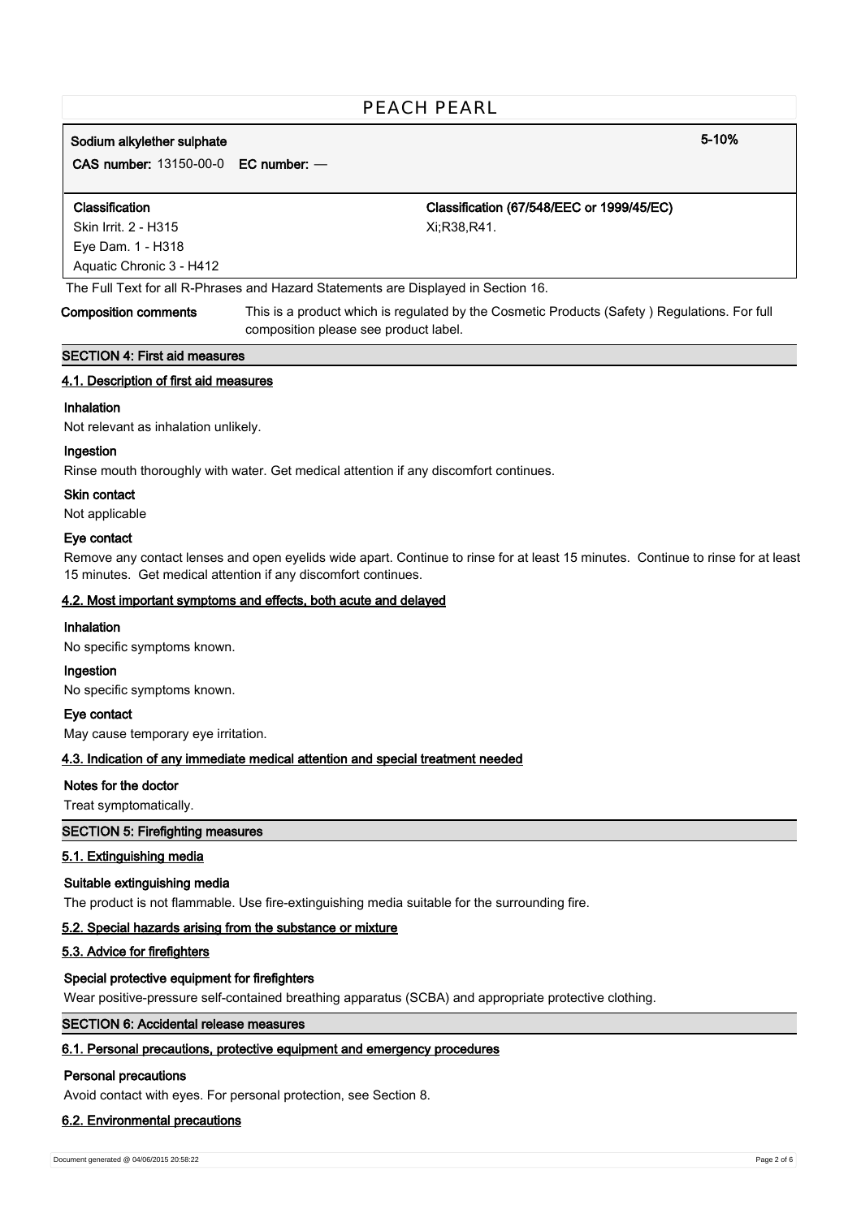**Sodium alkylether sulphate** 5-10%

**CAS number:** 13150-00-0 **EC number:** —

| Classification | Classification (67/548/EEC or 1999/45/EC) |
| --- | --- |
| Skin Irrit. 2 - H315<br>Eye Dam. 1 - H318<br>Aquatic Chronic 3 - H412 | Xi;R38,R41. |

The Full Text for all R-Phrases and Hazard Statements are Displayed in Section 16.

**Composition comments** This is a product which is regulated by the Cosmetic Products (Safety ) Regulations. For full composition please see product label.

## SECTION 4: First aid measures

### 4.1. Description of first aid measures

**Inhalation**

Not relevant as inhalation unlikely.

**Ingestion**

Rinse mouth thoroughly with water. Get medical attention if any discomfort continues.

**Skin contact**

Not applicable

**Eye contact**

Remove any contact lenses and open eyelids wide apart. Continue to rinse for at least 15 minutes. Continue to rinse for at least 15 minutes. Get medical attention if any discomfort continues.

### 4.2. Most important symptoms and effects, both acute and delayed

**Inhalation**

No specific symptoms known.

**Ingestion**

No specific symptoms known.

**Eye contact**

May cause temporary eye irritation.

### 4.3. Indication of any immediate medical attention and special treatment needed

**Notes for the doctor**

Treat symptomatically.

## SECTION 5: Firefighting measures

### 5.1. Extinguishing media

**Suitable extinguishing media**

The product is not flammable. Use fire-extinguishing media suitable for the surrounding fire.

### 5.2. Special hazards arising from the substance or mixture

### 5.3. Advice for firefighters

**Special protective equipment for firefighters**

Wear positive-pressure self-contained breathing apparatus (SCBA) and appropriate protective clothing.

## SECTION 6: Accidental release measures

### 6.1. Personal precautions, protective equipment and emergency procedures

**Personal precautions**

Avoid contact with eyes. For personal protection, see Section 8.

### 6.2. Environmental precautions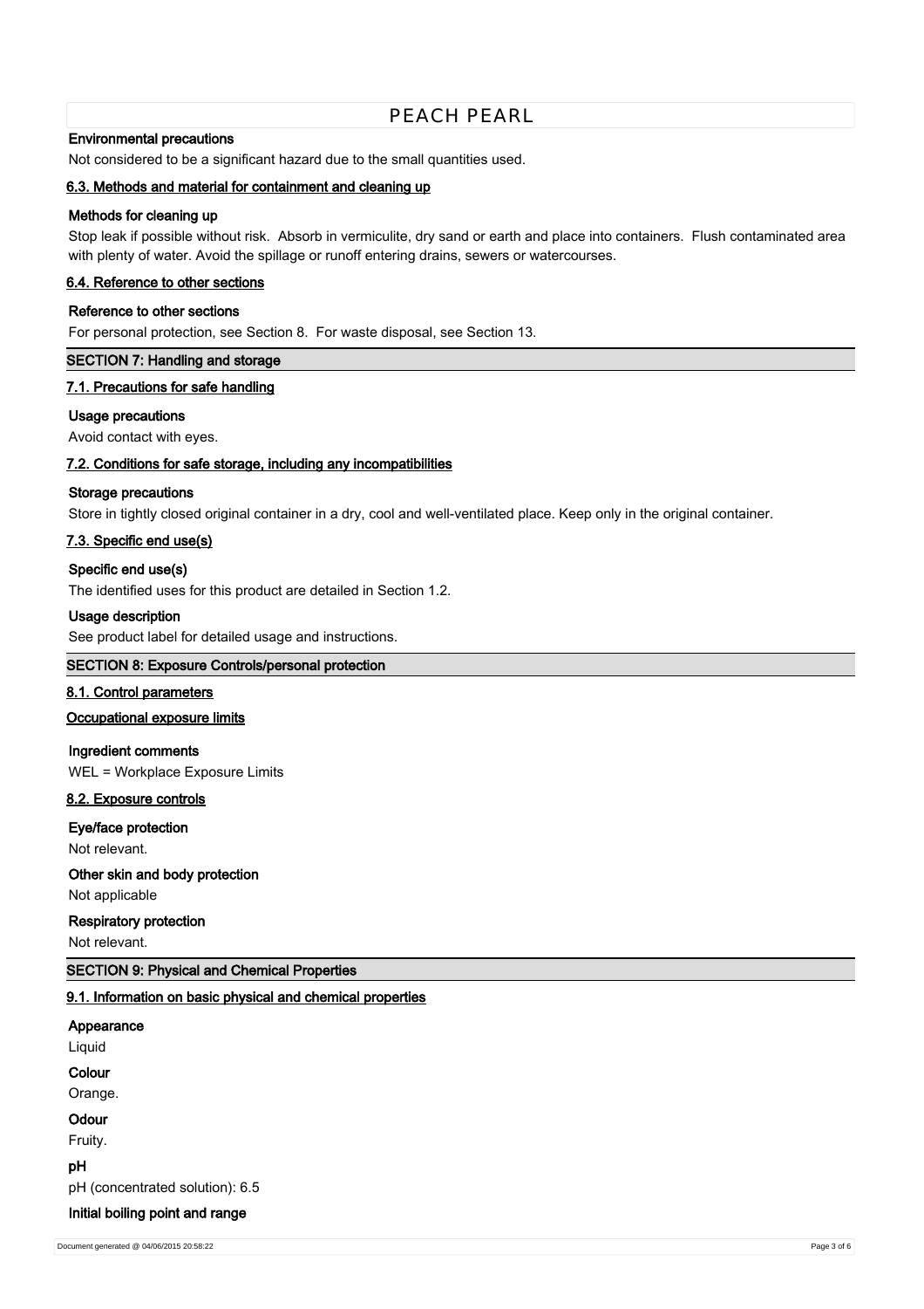#### Environmental precautions

Not considered to be a significant hazard due to the small quantities used.

### 6.3. Methods and material for containment and cleaning up

#### Methods for cleaning up

Stop leak if possible without risk.  Absorb in vermiculite, dry sand or earth and place into containers.  Flush contaminated area with plenty of water. Avoid the spillage or runoff entering drains, sewers or watercourses.

### 6.4. Reference to other sections

#### Reference to other sections

For personal protection, see Section 8.  For waste disposal, see Section 13.

## SECTION 7: Handling and storage

### 7.1. Precautions for safe handling

#### Usage precautions

Avoid contact with eyes.

### 7.2. Conditions for safe storage, including any incompatibilities

#### Storage precautions

Store in tightly closed original container in a dry, cool and well-ventilated place. Keep only in the original container.

### 7.3. Specific end use(s)

#### Specific end use(s)

The identified uses for this product are detailed in Section 1.2.

#### Usage description

See product label for detailed usage and instructions.

## SECTION 8: Exposure Controls/personal protection

### 8.1. Control parameters

### Occupational exposure limits

#### Ingredient comments

WEL = Workplace Exposure Limits

### 8.2. Exposure controls

#### Eye/face protection

Not relevant.

#### Other skin and body protection

Not applicable

#### Respiratory protection

Not relevant.

## SECTION 9: Physical and Chemical Properties

### 9.1. Information on basic physical and chemical properties

#### Appearance

Liquid

#### Colour

Orange.

#### Odour

Fruity.

#### pH

pH (concentrated solution): 6.5

#### Initial boiling point and range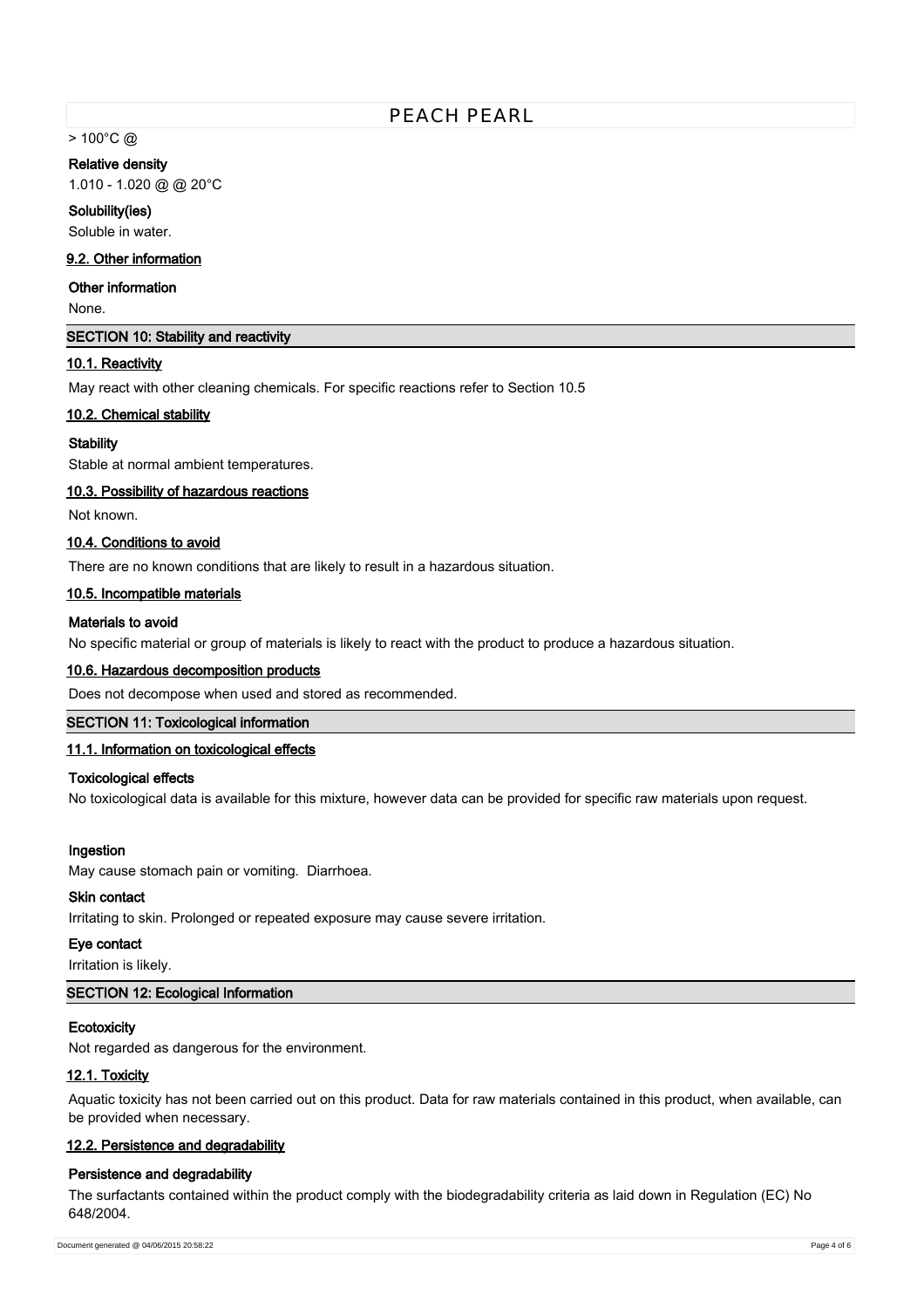> 100°C @

**Relative density**

1.010 - 1.020 @ @ 20°C

**Solubility(ies)**

Soluble in water.

### 9.2. Other information

**Other information**

None.

## SECTION 10: Stability and reactivity

### 10.1. Reactivity

May react with other cleaning chemicals. For specific reactions refer to Section 10.5

### 10.2. Chemical stability

**Stability**

Stable at normal ambient temperatures.

### 10.3. Possibility of hazardous reactions

Not known.

### 10.4. Conditions to avoid

There are no known conditions that are likely to result in a hazardous situation.

### 10.5. Incompatible materials

**Materials to avoid**

No specific material or group of materials is likely to react with the product to produce a hazardous situation.

### 10.6. Hazardous decomposition products

Does not decompose when used and stored as recommended.

## SECTION 11: Toxicological information

### 11.1. Information on toxicological effects

**Toxicological effects**

No toxicological data is available for this mixture, however data can be provided for specific raw materials upon request.

**Ingestion**

May cause stomach pain or vomiting. Diarrhoea.

**Skin contact**

Irritating to skin. Prolonged or repeated exposure may cause severe irritation.

**Eye contact**

Irritation is likely.

## SECTION 12: Ecological Information

**Ecotoxicity**

Not regarded as dangerous for the environment.

### 12.1. Toxicity

Aquatic toxicity has not been carried out on this product. Data for raw materials contained in this product, when available, can be provided when necessary.

### 12.2. Persistence and degradability

**Persistence and degradability**

The surfactants contained within the product comply with the biodegradability criteria as laid down in Regulation (EC) No 648/2004.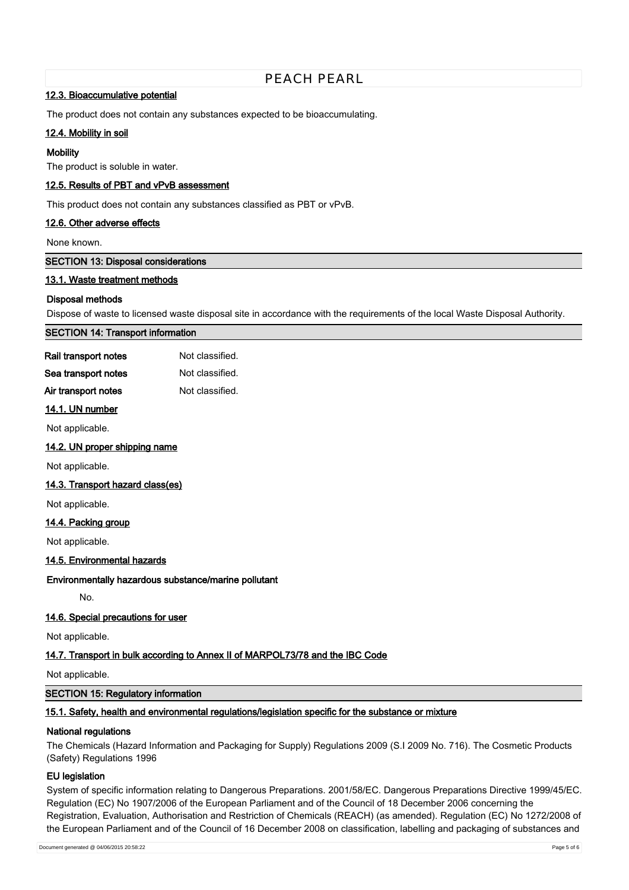#### 12.3. Bioaccumulative potential

The product does not contain any substances expected to be bioaccumulating.

#### 12.4. Mobility in soil

**Mobility**

The product is soluble in water.

#### 12.5. Results of PBT and vPvB assessment

This product does not contain any substances classified as PBT or vPvB.

#### 12.6. Other adverse effects

None known.

## SECTION 13: Disposal considerations

#### 13.1. Waste treatment methods

**Disposal methods**

Dispose of waste to licensed waste disposal site in accordance with the requirements of the local Waste Disposal Authority.

## SECTION 14: Transport information

| | |
|---|---|
| **Rail transport notes** | Not classified. |
| **Sea transport notes** | Not classified. |
| **Air transport notes** | Not classified. |

#### 14.1. UN number

Not applicable.

#### 14.2. UN proper shipping name

Not applicable.

#### 14.3. Transport hazard class(es)

Not applicable.

#### 14.4. Packing group

Not applicable.

#### 14.5. Environmental hazards

**Environmentally hazardous substance/marine pollutant**

No.

#### 14.6. Special precautions for user

Not applicable.

#### 14.7. Transport in bulk according to Annex II of MARPOL73/78 and the IBC Code

Not applicable.

## SECTION 15: Regulatory information

#### 15.1. Safety, health and environmental regulations/legislation specific for the substance or mixture

**National regulations**

The Chemicals (Hazard Information and Packaging for Supply) Regulations 2009 (S.I 2009 No. 716). The Cosmetic Products (Safety) Regulations 1996

**EU legislation**

System of specific information relating to Dangerous Preparations. 2001/58/EC. Dangerous Preparations Directive 1999/45/EC. Regulation (EC) No 1907/2006 of the European Parliament and of the Council of 18 December 2006 concerning the Registration, Evaluation, Authorisation and Restriction of Chemicals (REACH) (as amended). Regulation (EC) No 1272/2008 of the European Parliament and of the Council of 16 December 2008 on classification, labelling and packaging of substances and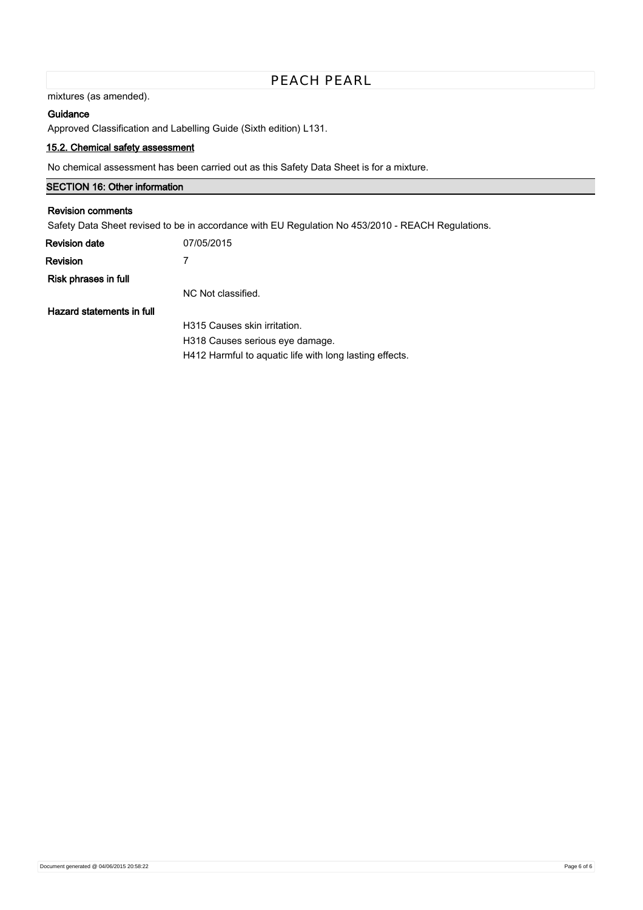mixtures (as amended).

**Guidance**

Approved Classification and Labelling Guide (Sixth edition) L131.

### 15.2. Chemical safety assessment

No chemical assessment has been carried out as this Safety Data Sheet is for a mixture.

## SECTION 16: Other information

**Revision comments**

Safety Data Sheet revised to be in accordance with EU Regulation No 453/2010 - REACH Regulations.

**Revision date** 07/05/2015

**Revision** 7

**Risk phrases in full**

NC Not classified.

**Hazard statements in full**

H315 Causes skin irritation.

H318 Causes serious eye damage.

H412 Harmful to aquatic life with long lasting effects.